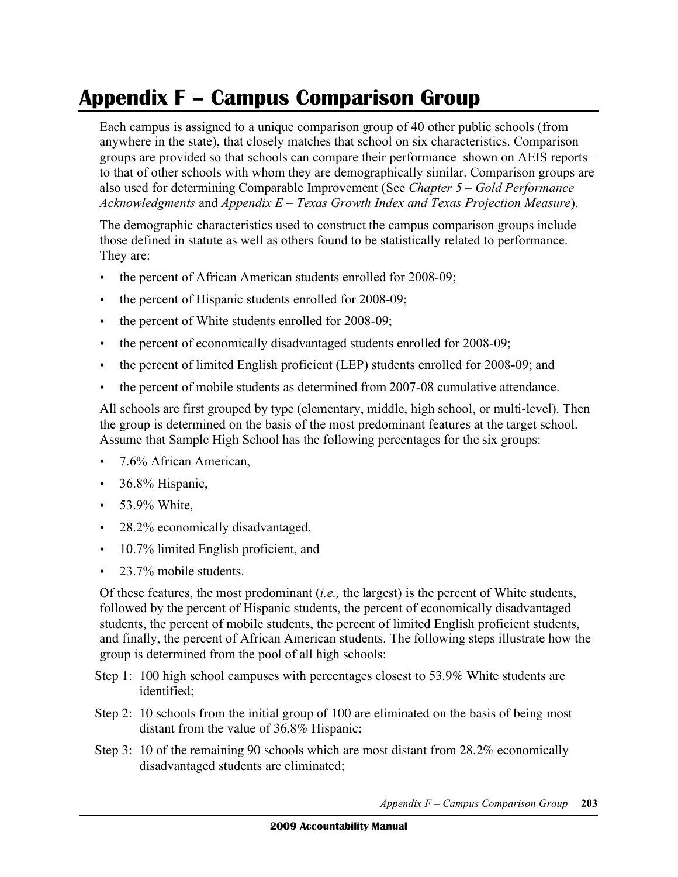# Appendix F – Campus Comparison Group

Each campus is assigned to a unique comparison group of 40 other public schools (from anywhere in the state), that closely matches that school on six characteristics. Comparison groups are provided so that schools can compare their performance–shown on AEIS reports–to that of other schools with whom they are demographically similar. Comparison groups are also used for determining Comparable Improvement (See *Chapter 5 – Gold Performance Acknowledgments* and *Appendix E – Texas Growth Index and Texas Projection Measure*).

The demographic characteristics used to construct the campus comparison groups include those defined in statute as well as others found to be statistically related to performance. They are:

- the percent of African American students enrolled for 2008-09;
- the percent of Hispanic students enrolled for 2008-09;
- the percent of White students enrolled for 2008-09;
- the percent of economically disadvantaged students enrolled for 2008-09;
- the percent of limited English proficient (LEP) students enrolled for 2008-09; and
- the percent of mobile students as determined from 2007-08 cumulative attendance.

All schools are first grouped by type (elementary, middle, high school, or multi-level). Then the group is determined on the basis of the most predominant features at the target school. Assume that Sample High School has the following percentages for the six groups:

- 7.6% African American,
- 36.8% Hispanic,
- 53.9% White,
- 28.2% economically disadvantaged,
- 10.7% limited English proficient, and
- 23.7% mobile students.

Of these features, the most predominant (*i.e.,* the largest) is the percent of White students, followed by the percent of Hispanic students, the percent of economically disadvantaged students, the percent of mobile students, the percent of limited English proficient students, and finally, the percent of African American students. The following steps illustrate how the group is determined from the pool of all high schools:

Step 1: 100 high school campuses with percentages closest to 53.9% White students are identified;

Step 2: 10 schools from the initial group of 100 are eliminated on the basis of being most distant from the value of 36.8% Hispanic;

Step 3: 10 of the remaining 90 schools which are most distant from 28.2% economically disadvantaged students are eliminated;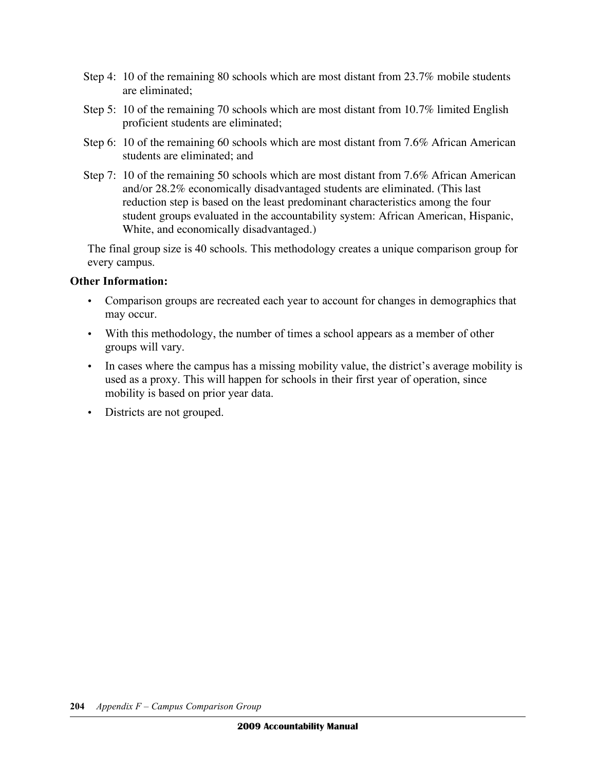Step 4: 10 of the remaining 80 schools which are most distant from 23.7% mobile students are eliminated;

Step 5: 10 of the remaining 70 schools which are most distant from 10.7% limited English proficient students are eliminated;

Step 6: 10 of the remaining 60 schools which are most distant from 7.6% African American students are eliminated; and

Step 7: 10 of the remaining 50 schools which are most distant from 7.6% African American and/or 28.2% economically disadvantaged students are eliminated. (This last reduction step is based on the least predominant characteristics among the four student groups evaluated in the accountability system: African American, Hispanic, White, and economically disadvantaged.)

The final group size is 40 schools. This methodology creates a unique comparison group for every campus.

**Other Information:**

- Comparison groups are recreated each year to account for changes in demographics that may occur.
- With this methodology, the number of times a school appears as a member of other groups will vary.
- In cases where the campus has a missing mobility value, the district's average mobility is used as a proxy. This will happen for schools in their first year of operation, since mobility is based on prior year data.
- Districts are not grouped.